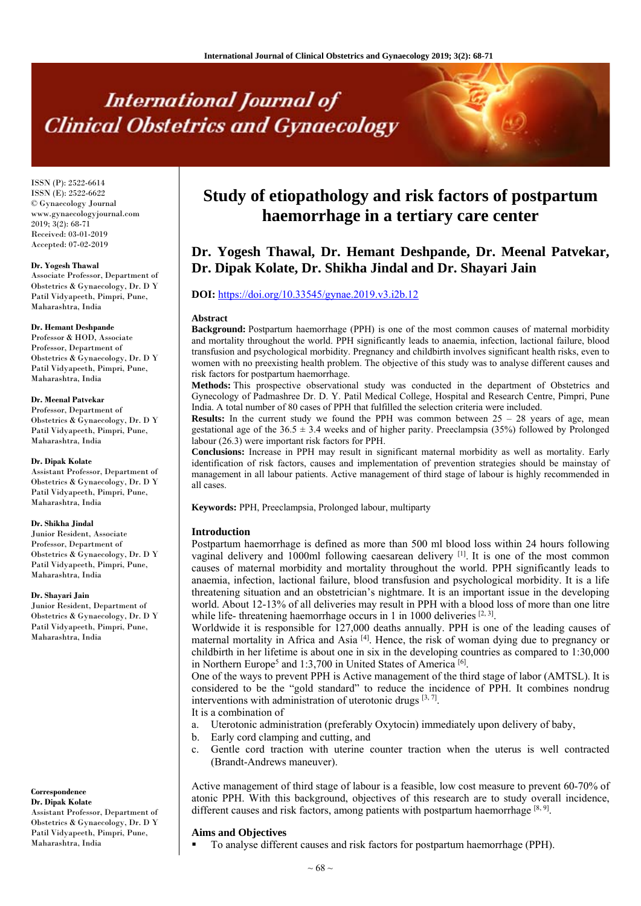# Study of etiopathology and risk factors of postpartum haemorrhage in a tertiary care center

**Dr. Yogesh Thawal, Dr. Hemant Deshpande, Dr. Meenal Patvekar, Dr. Dipak Kolate, Dr. Shikha Jindal and Dr. Shayari Jain**

**DOI:** https://doi.org/10.33545/gynae.2019.v3.i2b.12

ISSN (P): 2522-6614
ISSN (E): 2522-6622
© Gynaecology Journal
www.gynaecologyjournal.com
2019; 3(2): 68-71
Received: 03-01-2019
Accepted: 07-02-2019

**Dr. Yogesh Thawal**
Associate Professor, Department of Obstetrics & Gynaecology, Dr. D Y Patil Vidyapeeth, Pimpri, Pune, Maharashtra, India

**Dr. Hemant Deshpande**
Professor & HOD, Associate Professor, Department of Obstetrics & Gynaecology, Dr. D Y Patil Vidyapeeth, Pimpri, Pune, Maharashtra, India

**Dr. Meenal Patvekar**
Professor, Department of Obstetrics & Gynaecology, Dr. D Y Patil Vidyapeeth, Pimpri, Pune, Maharashtra, India

**Dr. Dipak Kolate**
Assistant Professor, Department of Obstetrics & Gynaecology, Dr. D Y Patil Vidyapeeth, Pimpri, Pune, Maharashtra, India

**Dr. Shikha Jindal**
Junior Resident, Associate Professor, Department of Obstetrics & Gynaecology, Dr. D Y Patil Vidyapeeth, Pimpri, Pune, Maharashtra, India

**Dr. Shayari Jain**
Junior Resident, Department of Obstetrics & Gynaecology, Dr. D Y Patil Vidyapeeth, Pimpri, Pune, Maharashtra, India

**Correspondence**
**Dr. Dipak Kolate**
Assistant Professor, Department of Obstetrics & Gynaecology, Dr. D Y Patil Vidyapeeth, Pimpri, Pune, Maharashtra, India

## Abstract

**Background:** Postpartum haemorrhage (PPH) is one of the most common causes of maternal morbidity and mortality throughout the world. PPH significantly leads to anaemia, infection, lactional failure, blood transfusion and psychological morbidity. Pregnancy and childbirth involves significant health risks, even to women with no preexisting health problem. The objective of this study was to analyse different causes and risk factors for postpartum haemorrhage.

**Methods:** This prospective observational study was conducted in the department of Obstetrics and Gynecology of Padmashree Dr. D. Y. Patil Medical College, Hospital and Research Centre, Pimpri, Pune India. A total number of 80 cases of PPH that fulfilled the selection criteria were included.

**Results:** In the current study we found the PPH was common between 25 – 28 years of age, mean gestational age of the 36.5 ± 3.4 weeks and of higher parity. Preeclampsia (35%) followed by Prolonged labour (26.3) were important risk factors for PPH.

**Conclusions:** Increase in PPH may result in significant maternal morbidity as well as mortality. Early identification of risk factors, causes and implementation of prevention strategies should be mainstay of management in all labour patients. Active management of third stage of labour is highly recommended in all cases.

**Keywords:** PPH, Preeclampsia, Prolonged labour, multiparty

## Introduction

Postpartum haemorrhage is defined as more than 500 ml blood loss within 24 hours following vaginal delivery and 1000ml following caesarean delivery [1]. It is one of the most common causes of maternal morbidity and mortality throughout the world. PPH significantly leads to anaemia, infection, lactional failure, blood transfusion and psychological morbidity. It is a life threatening situation and an obstetrician's nightmare. It is an important issue in the developing world. About 12-13% of all deliveries may result in PPH with a blood loss of more than one litre while life- threatening haemorrhage occurs in 1 in 1000 deliveries [2, 3].

Worldwide it is responsible for 127,000 deaths annually. PPH is one of the leading causes of maternal mortality in Africa and Asia [4]. Hence, the risk of woman dying due to pregnancy or childbirth in her lifetime is about one in six in the developing countries as compared to 1:30,000 in Northern Europe[5] and 1:3,700 in United States of America [6].

One of the ways to prevent PPH is Active management of the third stage of labor (AMTSL). It is considered to be the "gold standard" to reduce the incidence of PPH. It combines nondrug interventions with administration of uterotonic drugs [3, 7].

It is a combination of

a. Uterotonic administration (preferably Oxytocin) immediately upon delivery of baby,
b. Early cord clamping and cutting, and
c. Gentle cord traction with uterine counter traction when the uterus is well contracted (Brandt-Andrews maneuver).

Active management of third stage of labour is a feasible, low cost measure to prevent 60-70% of atonic PPH. With this background, objectives of this research are to study overall incidence, different causes and risk factors, among patients with postpartum haemorrhage [8, 9].

## Aims and Objectives

- To analyse different causes and risk factors for postpartum haemorrhage (PPH).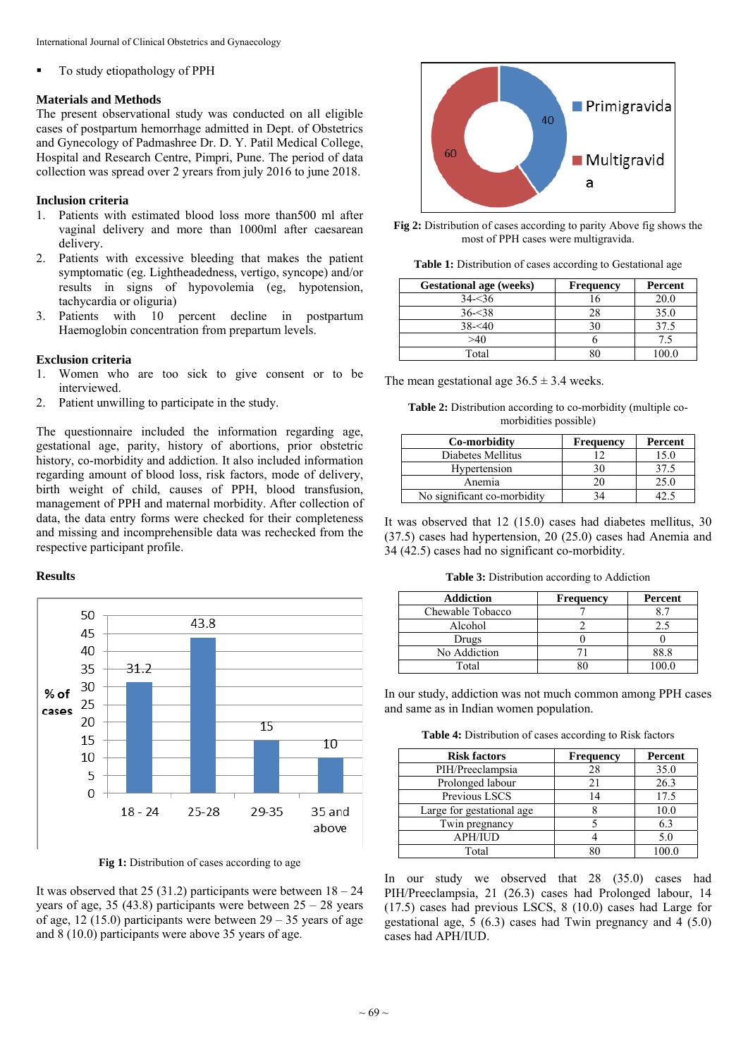- To study etiopathology of PPH

### Materials and Methods

The present observational study was conducted on all eligible cases of postpartum hemorrhage admitted in Dept. of Obstetrics and Gynecology of Padmashree Dr. D. Y. Patil Medical College, Hospital and Research Centre, Pimpri, Pune. The period of data collection was spread over 2 yrears from july 2016 to june 2018.

### Inclusion criteria

1. Patients with estimated blood loss more than500 ml after vaginal delivery and more than 1000ml after caesarean delivery.
2. Patients with excessive bleeding that makes the patient symptomatic (eg. Lightheadedness, vertigo, syncope) and/or results in signs of hypovolemia (eg, hypotension, tachycardia or oliguria)
3. Patients with 10 percent decline in postpartum Haemoglobin concentration from prepartum levels.

### Exclusion criteria

1. Women who are too sick to give consent or to be interviewed.
2. Patient unwilling to participate in the study.

The questionnaire included the information regarding age, gestational age, parity, history of abortions, prior obstetric history, co-morbidity and addiction. It also included information regarding amount of blood loss, risk factors, mode of delivery, birth weight of child, causes of PPH, blood transfusion, management of PPH and maternal morbidity. After collection of data, the data entry forms were checked for completeness and missing and incomprehensible data was rechecked from the respective participant profile.

### Results

**Fig 1:** Distribution of cases according to age

It was observed that 25 (31.2) participants were between 18 – 24 years of age, 35 (43.8) participants were between 25 – 28 years of age, 12 (15.0) participants were between 29 – 35 years of age and 8 (10.0) participants were above 35 years of age.

**Fig 2:** Distribution of cases according to parity Above fig shows the most of PPH cases were multigravida.

**Table 1:** Distribution of cases according to Gestational age

| Gestational age (weeks) | Frequency | Percent |
|---|---|---|
| 34-<36 | 16 | 20.0 |
| 36-<38 | 28 | 35.0 |
| 38-<40 | 30 | 37.5 |
| >40 | 6 | 7.5 |
| Total | 80 | 100.0 |

The mean gestational age 36.5 ± 3.4 weeks.

**Table 2:** Distribution according to co-morbidity (multiple co-morbidities possible)

| Co-morbidity | Frequency | Percent |
|---|---|---|
| Diabetes Mellitus | 12 | 15.0 |
| Hypertension | 30 | 37.5 |
| Anemia | 20 | 25.0 |
| No significant co-morbidity | 34 | 42.5 |

It was observed that 12 (15.0) cases had diabetes mellitus, 30 (37.5) cases had hypertension, 20 (25.0) cases had Anemia and 34 (42.5) cases had no significant co-morbidity.

**Table 3:** Distribution according to Addiction

| Addiction | Frequency | Percent |
|---|---|---|
| Chewable Tobacco | 7 | 8.7 |
| Alcohol | 2 | 2.5 |
| Drugs | 0 | 0 |
| No Addiction | 71 | 88.8 |
| Total | 80 | 100.0 |

In our study, addiction was not much common among PPH cases and same as in Indian women population.

**Table 4:** Distribution of cases according to Risk factors

| Risk factors | Frequency | Percent |
|---|---|---|
| PIH/Preeclampsia | 28 | 35.0 |
| Prolonged labour | 21 | 26.3 |
| Previous LSCS | 14 | 17.5 |
| Large for gestational age | 8 | 10.0 |
| Twin pregnancy | 5 | 6.3 |
| APH/IUD | 4 | 5.0 |
| Total | 80 | 100.0 |

In our study we observed that 28 (35.0) cases had PIH/Preeclampsia, 21 (26.3) cases had Prolonged labour, 14 (17.5) cases had previous LSCS, 8 (10.0) cases had Large for gestational age, 5 (6.3) cases had Twin pregnancy and 4 (5.0) cases had APH/IUD.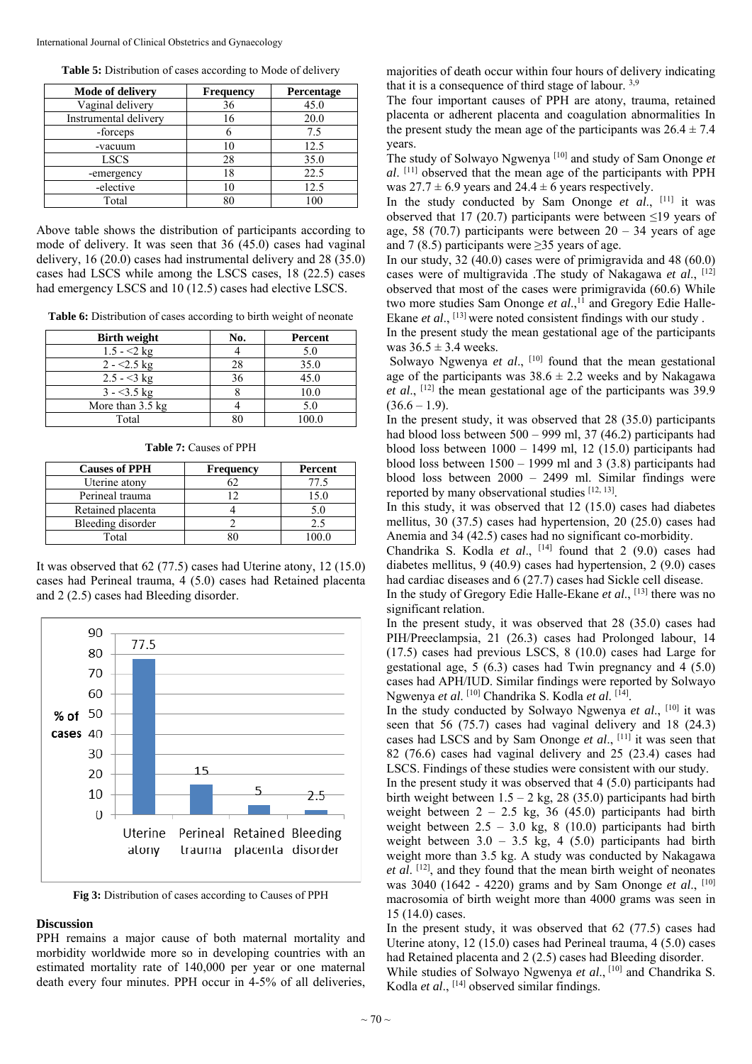**Table 5:** Distribution of cases according to Mode of delivery

| Mode of delivery | Frequency | Percentage |
|---|---|---|
| Vaginal delivery | 36 | 45.0 |
| Instrumental delivery | 16 | 20.0 |
| -forceps | 6 | 7.5 |
| -vacuum | 10 | 12.5 |
| LSCS | 28 | 35.0 |
| -emergency | 18 | 22.5 |
| -elective | 10 | 12.5 |
| Total | 80 | 100 |

Above table shows the distribution of participants according to mode of delivery. It was seen that 36 (45.0) cases had vaginal delivery, 16 (20.0) cases had instrumental delivery and 28 (35.0) cases had LSCS while among the LSCS cases, 18 (22.5) cases had emergency LSCS and 10 (12.5) cases had elective LSCS.

**Table 6:** Distribution of cases according to birth weight of neonate

| Birth weight | No. | Percent |
|---|---|---|
| 1.5 - <2 kg | 4 | 5.0 |
| 2 - <2.5 kg | 28 | 35.0 |
| 2.5 - <3 kg | 36 | 45.0 |
| 3 - <3.5 kg | 8 | 10.0 |
| More than 3.5 kg | 4 | 5.0 |
| Total | 80 | 100.0 |

**Table 7:** Causes of PPH

| Causes of PPH | Frequency | Percent |
|---|---|---|
| Uterine atony | 62 | 77.5 |
| Perineal trauma | 12 | 15.0 |
| Retained placenta | 4 | 5.0 |
| Bleeding disorder | 2 | 2.5 |
| Total | 80 | 100.0 |

It was observed that 62 (77.5) cases had Uterine atony, 12 (15.0) cases had Perineal trauma, 4 (5.0) cases had Retained placenta and 2 (2.5) cases had Bleeding disorder.

**Fig 3:** Distribution of cases according to Causes of PPH

## Discussion

PPH remains a major cause of both maternal mortality and morbidity worldwide more so in developing countries with an estimated mortality rate of 140,000 per year or one maternal death every four minutes. PPH occur in 4-5% of all deliveries, majorities of death occur within four hours of delivery indicating that it is a consequence of third stage of labour. [3,9]

The four important causes of PPH are atony, trauma, retained placenta or adherent placenta and coagulation abnormalities In the present study the mean age of the participants was 26.4 ± 7.4 years.

The study of Solwayo Ngwenya [10] and study of Sam Ononge *et al*. [11] observed that the mean age of the participants with PPH was 27.7 ± 6.9 years and 24.4 ± 6 years respectively.

In the study conducted by Sam Ononge *et al*., [11] it was observed that 17 (20.7) participants were between ≤19 years of age, 58 (70.7) participants were between 20 – 34 years of age and 7 (8.5) participants were ≥35 years of age.

In our study, 32 (40.0) cases were of primigravida and 48 (60.0) cases were of multigravida .The study of Nakagawa *et al*., [12] observed that most of the cases were primigravida (60.6) While two more studies Sam Ononge *et al*.,[11] and Gregory Edie Halle-Ekane *et al*., [13] were noted consistent findings with our study .

In the present study the mean gestational age of the participants was 36.5 ± 3.4 weeks.

Solwayo Ngwenya *et al*., [10] found that the mean gestational age of the participants was 38.6 ± 2.2 weeks and by Nakagawa *et al*., [12] the mean gestational age of the participants was 39.9 (36.6 – 1.9).

In the present study, it was observed that 28 (35.0) participants had blood loss between 500 – 999 ml, 37 (46.2) participants had blood loss between 1000 – 1499 ml, 12 (15.0) participants had blood loss between 1500 – 1999 ml and 3 (3.8) participants had blood loss between 2000 – 2499 ml. Similar findings were reported by many observational studies [12, 13].

In this study, it was observed that 12 (15.0) cases had diabetes mellitus, 30 (37.5) cases had hypertension, 20 (25.0) cases had Anemia and 34 (42.5) cases had no significant co-morbidity.

Chandrika S. Kodla *et al*., [14] found that 2 (9.0) cases had diabetes mellitus, 9 (40.9) cases had hypertension, 2 (9.0) cases had cardiac diseases and 6 (27.7) cases had Sickle cell disease.

In the study of Gregory Edie Halle-Ekane *et al*., [13] there was no significant relation.

In the present study, it was observed that 28 (35.0) cases had PIH/Preeclampsia, 21 (26.3) cases had Prolonged labour, 14 (17.5) cases had previous LSCS, 8 (10.0) cases had Large for gestational age, 5 (6.3) cases had Twin pregnancy and 4 (5.0) cases had APH/IUD. Similar findings were reported by Solwayo Ngwenya *et al*. [10] Chandrika S. Kodla *et al*. [14].

In the study conducted by Solwayo Ngwenya *et al*., [10] it was seen that 56 (75.7) cases had vaginal delivery and 18 (24.3) cases had LSCS and by Sam Ononge *et al*., [11] it was seen that 82 (76.6) cases had vaginal delivery and 25 (23.4) cases had LSCS. Findings of these studies were consistent with our study.

In the present study it was observed that 4 (5.0) participants had birth weight between 1.5 – 2 kg, 28 (35.0) participants had birth weight between 2 – 2.5 kg, 36 (45.0) participants had birth weight between 2.5 – 3.0 kg, 8 (10.0) participants had birth weight between 3.0 – 3.5 kg, 4 (5.0) participants had birth weight more than 3.5 kg. A study was conducted by Nakagawa *et al*. [12], and they found that the mean birth weight of neonates was 3040 (1642 - 4220) grams and by Sam Ononge *et al*., [10] macrosomia of birth weight more than 4000 grams was seen in 15 (14.0) cases.

In the present study, it was observed that 62 (77.5) cases had Uterine atony, 12 (15.0) cases had Perineal trauma, 4 (5.0) cases had Retained placenta and 2 (2.5) cases had Bleeding disorder.

While studies of Solwayo Ngwenya *et al*., [10] and Chandrika S. Kodla *et al*., [14] observed similar findings.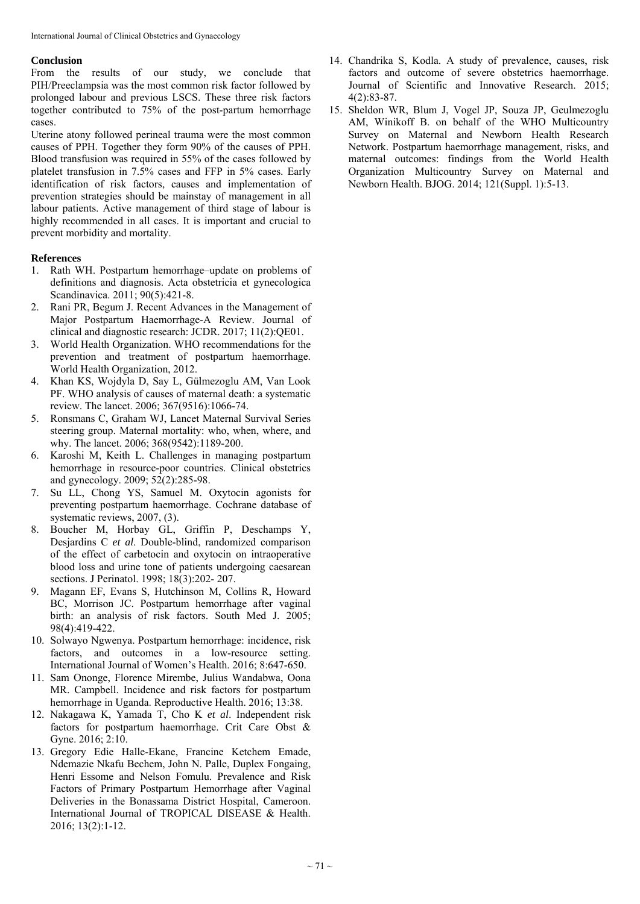## Conclusion

From the results of our study, we conclude that PIH/Preeclampsia was the most common risk factor followed by prolonged labour and previous LSCS. These three risk factors together contributed to 75% of the post-partum hemorrhage cases.

Uterine atony followed perineal trauma were the most common causes of PPH. Together they form 90% of the causes of PPH. Blood transfusion was required in 55% of the cases followed by platelet transfusion in 7.5% cases and FFP in 5% cases. Early identification of risk factors, causes and implementation of prevention strategies should be mainstay of management in all labour patients. Active management of third stage of labour is highly recommended in all cases. It is important and crucial to prevent morbidity and mortality.

## References

1. Rath WH. Postpartum hemorrhage–update on problems of definitions and diagnosis. Acta obstetricia et gynecologica Scandinavica. 2011; 90(5):421-8.
2. Rani PR, Begum J. Recent Advances in the Management of Major Postpartum Haemorrhage-A Review. Journal of clinical and diagnostic research: JCDR. 2017; 11(2):QE01.
3. World Health Organization. WHO recommendations for the prevention and treatment of postpartum haemorrhage. World Health Organization, 2012.
4. Khan KS, Wojdyla D, Say L, Gülmezoglu AM, Van Look PF. WHO analysis of causes of maternal death: a systematic review. The lancet. 2006; 367(9516):1066-74.
5. Ronsmans C, Graham WJ, Lancet Maternal Survival Series steering group. Maternal mortality: who, when, where, and why. The lancet. 2006; 368(9542):1189-200.
6. Karoshi M, Keith L. Challenges in managing postpartum hemorrhage in resource-poor countries. Clinical obstetrics and gynecology. 2009; 52(2):285-98.
7. Su LL, Chong YS, Samuel M. Oxytocin agonists for preventing postpartum haemorrhage. Cochrane database of systematic reviews, 2007, (3).
8. Boucher M, Horbay GL, Griffin P, Deschamps Y, Desjardins C *et al*. Double-blind, randomized comparison of the effect of carbetocin and oxytocin on intraoperative blood loss and urine tone of patients undergoing caesarean sections. J Perinatol. 1998; 18(3):202- 207.
9. Magann EF, Evans S, Hutchinson M, Collins R, Howard BC, Morrison JC. Postpartum hemorrhage after vaginal birth: an analysis of risk factors. South Med J. 2005; 98(4):419-422.
10. Solwayo Ngwenya. Postpartum hemorrhage: incidence, risk factors, and outcomes in a low-resource setting. International Journal of Women's Health. 2016; 8:647-650.
11. Sam Ononge, Florence Mirembe, Julius Wandabwa, Oona MR. Campbell. Incidence and risk factors for postpartum hemorrhage in Uganda. Reproductive Health. 2016; 13:38.
12. Nakagawa K, Yamada T, Cho K *et al*. Independent risk factors for postpartum haemorrhage. Crit Care Obst & Gyne. 2016; 2:10.
13. Gregory Edie Halle-Ekane, Francine Ketchem Emade, Ndemazie Nkafu Bechem, John N. Palle, Duplex Fongaing, Henri Essome and Nelson Fomulu. Prevalence and Risk Factors of Primary Postpartum Hemorrhage after Vaginal Deliveries in the Bonassama District Hospital, Cameroon. International Journal of TROPICAL DISEASE & Health. 2016; 13(2):1-12.
14. Chandrika S, Kodla. A study of prevalence, causes, risk factors and outcome of severe obstetrics haemorrhage. Journal of Scientific and Innovative Research. 2015; 4(2):83-87.
15. Sheldon WR, Blum J, Vogel JP, Souza JP, Geulmezoglu AM, Winikoff B. on behalf of the WHO Multicountry Survey on Maternal and Newborn Health Research Network. Postpartum haemorrhage management, risks, and maternal outcomes: findings from the World Health Organization Multicountry Survey on Maternal and Newborn Health. BJOG. 2014; 121(Suppl. 1):5-13.